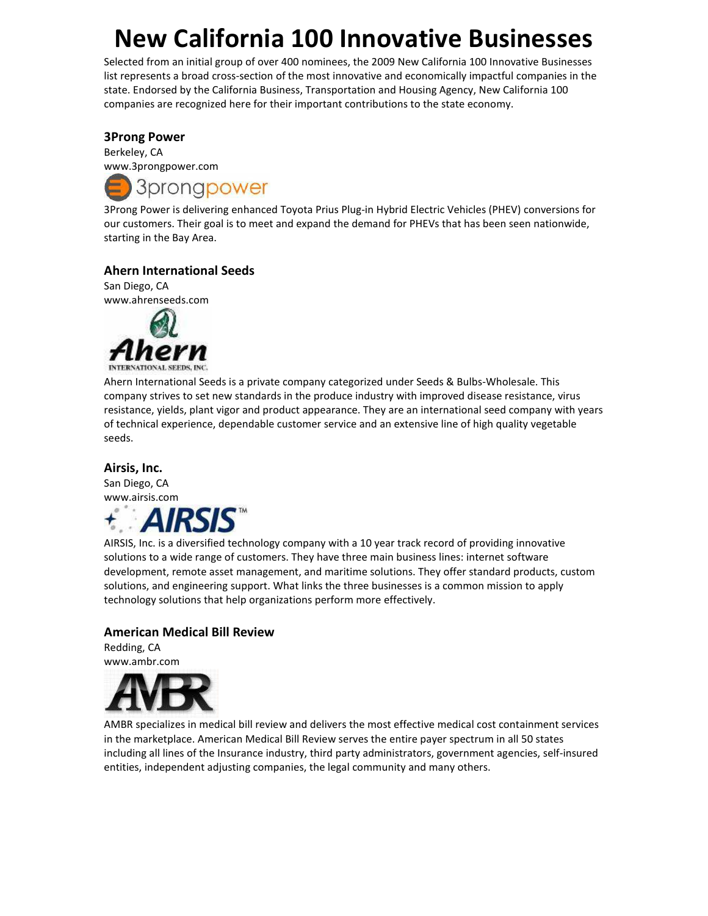# New California 100 Innovative Businesses

Selected from an initial group of over 400 nominees, the 2009 New California 100 Innovative Businesses list represents a broad cross-section of the most innovative and economically impactful companies in the state. Endorsed by the California Business, Transportation and Housing Agency, New California 100 companies are recognized here for their important contributions to the state economy.

### 3Prong Power

Berkeley, CA
www.3prongpower.com

3Prong Power is delivering enhanced Toyota Prius Plug-in Hybrid Electric Vehicles (PHEV) conversions for our customers. Their goal is to meet and expand the demand for PHEVs that has been seen nationwide, starting in the Bay Area.

### Ahern International Seeds

San Diego, CA
www.ahrenseeds.com

Ahern International Seeds is a private company categorized under Seeds & Bulbs-Wholesale. This company strives to set new standards in the produce industry with improved disease resistance, virus resistance, yields, plant vigor and product appearance. They are an international seed company with years of technical experience, dependable customer service and an extensive line of high quality vegetable seeds.

### Airsis, Inc.

San Diego, CA
www.airsis.com

AIRSIS, Inc. is a diversified technology company with a 10 year track record of providing innovative solutions to a wide range of customers. They have three main business lines: internet software development, remote asset management, and maritime solutions. They offer standard products, custom solutions, and engineering support. What links the three businesses is a common mission to apply technology solutions that help organizations perform more effectively.

### American Medical Bill Review

Redding, CA
www.ambr.com

AMBR specializes in medical bill review and delivers the most effective medical cost containment services in the marketplace. American Medical Bill Review serves the entire payer spectrum in all 50 states including all lines of the Insurance industry, third party administrators, government agencies, self-insured entities, independent adjusting companies, the legal community and many others.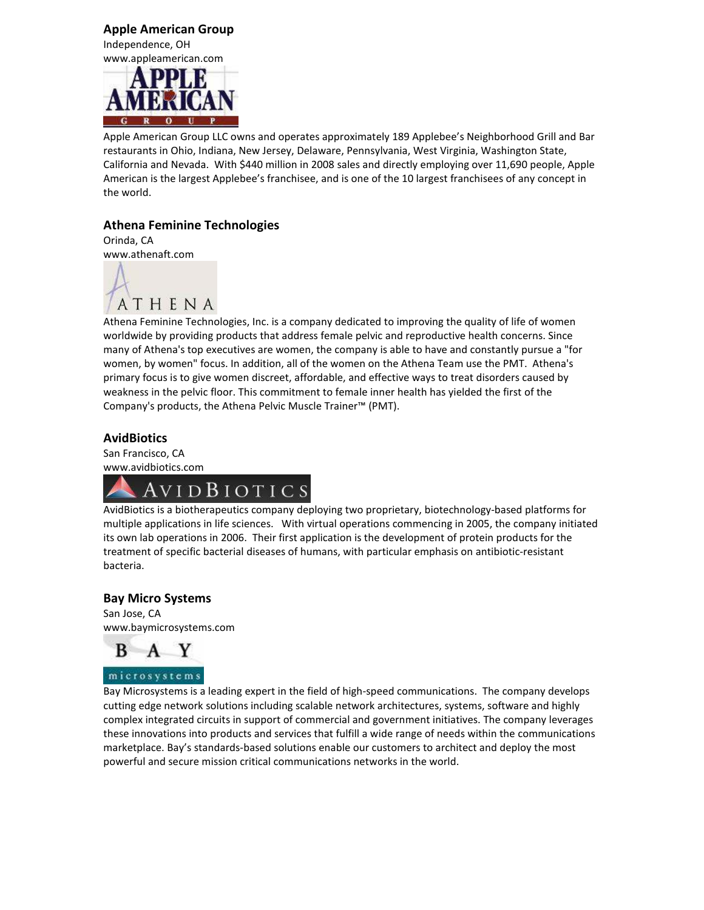### Apple American Group

Independence, OH
www.appleamerican.com

Apple American Group LLC owns and operates approximately 189 Applebee's Neighborhood Grill and Bar restaurants in Ohio, Indiana, New Jersey, Delaware, Pennsylvania, West Virginia, Washington State, California and Nevada. With $440 million in 2008 sales and directly employing over 11,690 people, Apple American is the largest Applebee's franchisee, and is one of the 10 largest franchisees of any concept in the world.

### Athena Feminine Technologies

Orinda, CA
www.athenaft.com

Athena Feminine Technologies, Inc. is a company dedicated to improving the quality of life of women worldwide by providing products that address female pelvic and reproductive health concerns. Since many of Athena's top executives are women, the company is able to have and constantly pursue a "for women, by women" focus. In addition, all of the women on the Athena Team use the PMT. Athena's primary focus is to give women discreet, affordable, and effective ways to treat disorders caused by weakness in the pelvic floor. This commitment to female inner health has yielded the first of the Company's products, the Athena Pelvic Muscle Trainer™ (PMT).

### AvidBiotics

San Francisco, CA
www.avidbiotics.com

AvidBiotics is a biotherapeutics company deploying two proprietary, biotechnology-based platforms for multiple applications in life sciences. With virtual operations commencing in 2005, the company initiated its own lab operations in 2006. Their first application is the development of protein products for the treatment of specific bacterial diseases of humans, with particular emphasis on antibiotic-resistant bacteria.

### Bay Micro Systems

San Jose, CA
www.baymicrosystems.com

Bay Microsystems is a leading expert in the field of high-speed communications. The company develops cutting edge network solutions including scalable network architectures, systems, software and highly complex integrated circuits in support of commercial and government initiatives. The company leverages these innovations into products and services that fulfill a wide range of needs within the communications marketplace. Bay's standards-based solutions enable our customers to architect and deploy the most powerful and secure mission critical communications networks in the world.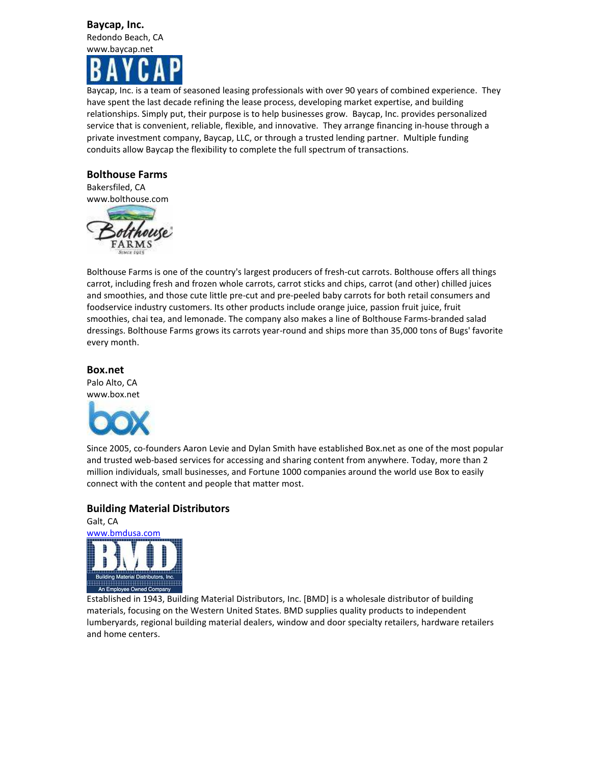## Baycap, Inc.

Redondo Beach, CA
www.baycap.net

Baycap, Inc. is a team of seasoned leasing professionals with over 90 years of combined experience. They have spent the last decade refining the lease process, developing market expertise, and building relationships. Simply put, their purpose is to help businesses grow. Baycap, Inc. provides personalized service that is convenient, reliable, flexible, and innovative. They arrange financing in-house through a private investment company, Baycap, LLC, or through a trusted lending partner. Multiple funding conduits allow Baycap the flexibility to complete the full spectrum of transactions.

## Bolthouse Farms

Bakersfiled, CA
www.bolthouse.com

Bolthouse Farms is one of the country's largest producers of fresh-cut carrots. Bolthouse offers all things carrot, including fresh and frozen whole carrots, carrot sticks and chips, carrot (and other) chilled juices and smoothies, and those cute little pre-cut and pre-peeled baby carrots for both retail consumers and foodservice industry customers. Its other products include orange juice, passion fruit juice, fruit smoothies, chai tea, and lemonade. The company also makes a line of Bolthouse Farms-branded salad dressings. Bolthouse Farms grows its carrots year-round and ships more than 35,000 tons of Bugs' favorite every month.

## Box.net

Palo Alto, CA
www.box.net

Since 2005, co-founders Aaron Levie and Dylan Smith have established Box.net as one of the most popular and trusted web-based services for accessing and sharing content from anywhere. Today, more than 2 million individuals, small businesses, and Fortune 1000 companies around the world use Box to easily connect with the content and people that matter most.

## Building Material Distributors

Galt, CA
www.bmdusa.com

Established in 1943, Building Material Distributors, Inc. [BMD] is a wholesale distributor of building materials, focusing on the Western United States. BMD supplies quality products to independent lumberyards, regional building material dealers, window and door specialty retailers, hardware retailers and home centers.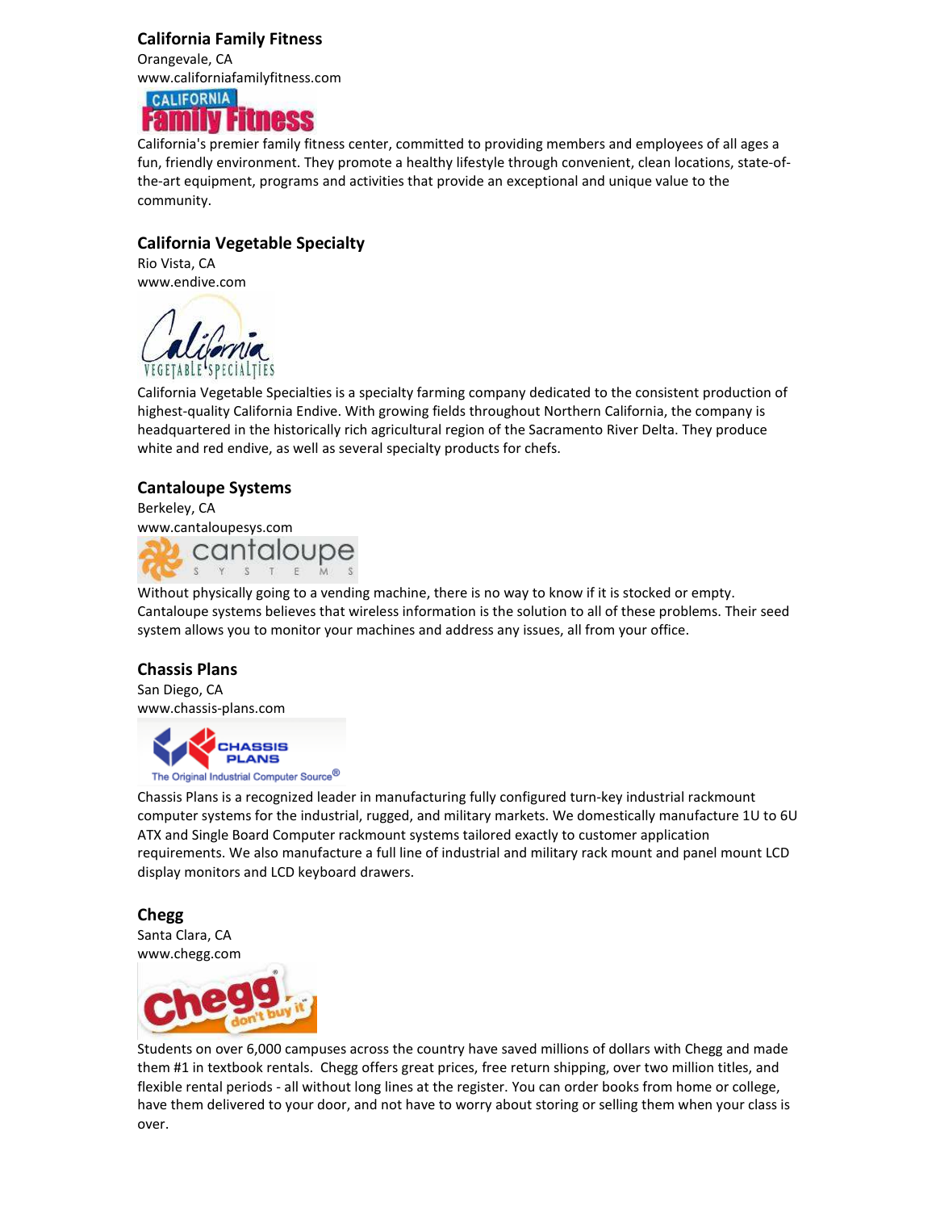### California Family Fitness

Orangevale, CA
www.californiafamilyfitness.com

California's premier family fitness center, committed to providing members and employees of all ages a fun, friendly environment. They promote a healthy lifestyle through convenient, clean locations, state-of-the-art equipment, programs and activities that provide an exceptional and unique value to the community.

### California Vegetable Specialty

Rio Vista, CA
www.endive.com

California Vegetable Specialties is a specialty farming company dedicated to the consistent production of highest-quality California Endive. With growing fields throughout Northern California, the company is headquartered in the historically rich agricultural region of the Sacramento River Delta. They produce white and red endive, as well as several specialty products for chefs.

### Cantaloupe Systems

Berkeley, CA
www.cantaloupesys.com

Without physically going to a vending machine, there is no way to know if it is stocked or empty. Cantaloupe systems believes that wireless information is the solution to all of these problems. Their seed system allows you to monitor your machines and address any issues, all from your office.

### Chassis Plans

San Diego, CA
www.chassis-plans.com

Chassis Plans is a recognized leader in manufacturing fully configured turn-key industrial rackmount computer systems for the industrial, rugged, and military markets. We domestically manufacture 1U to 6U ATX and Single Board Computer rackmount systems tailored exactly to customer application requirements. We also manufacture a full line of industrial and military rack mount and panel mount LCD display monitors and LCD keyboard drawers.

### Chegg

Santa Clara, CA
www.chegg.com

Students on over 6,000 campuses across the country have saved millions of dollars with Chegg and made them #1 in textbook rentals. Chegg offers great prices, free return shipping, over two million titles, and flexible rental periods - all without long lines at the register. You can order books from home or college, have them delivered to your door, and not have to worry about storing or selling them when your class is over.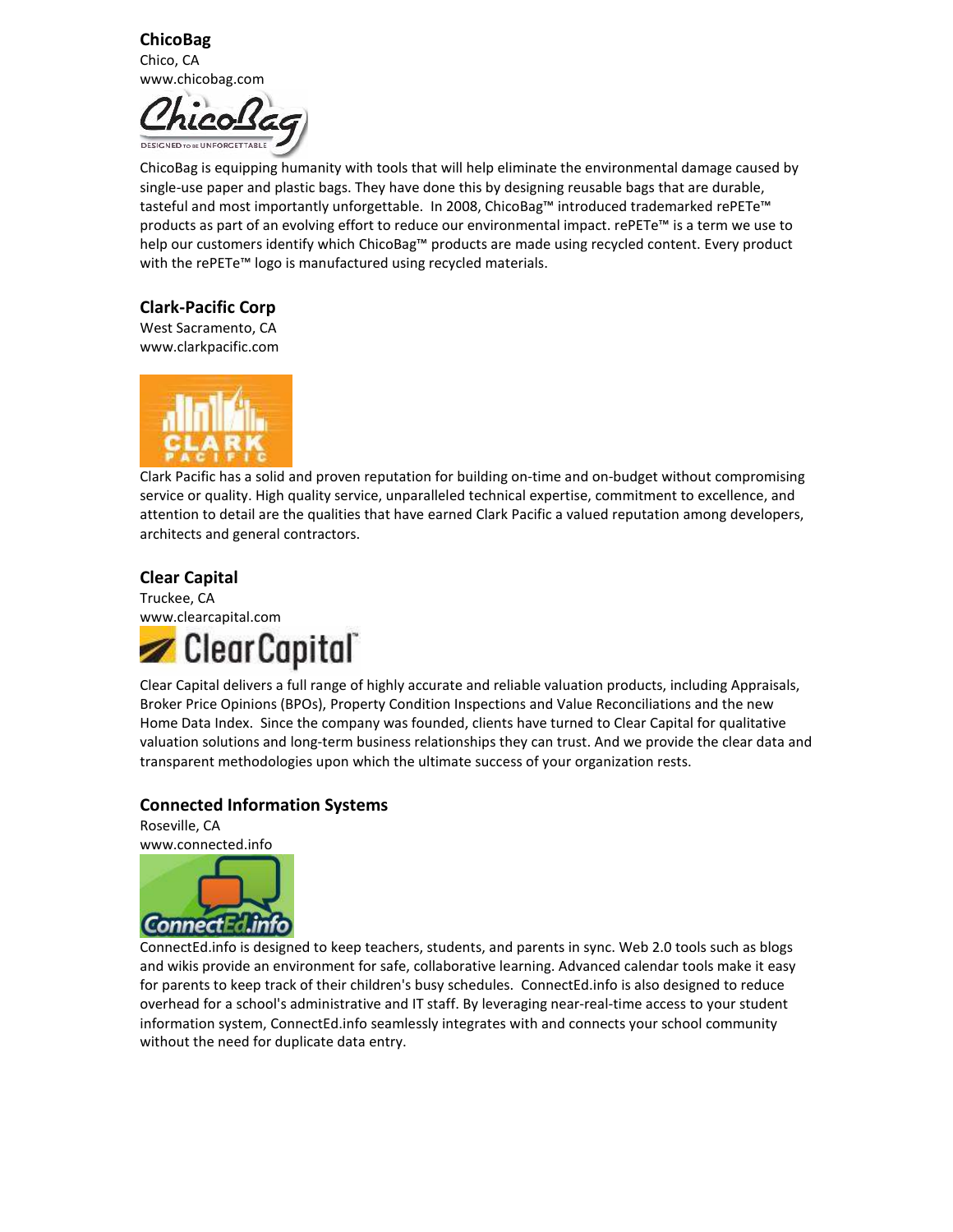**ChicoBag**
Chico, CA
www.chicobag.com

ChicoBag is equipping humanity with tools that will help eliminate the environmental damage caused by single-use paper and plastic bags. They have done this by designing reusable bags that are durable, tasteful and most importantly unforgettable. In 2008, ChicoBag™ introduced trademarked rePETe™ products as part of an evolving effort to reduce our environmental impact. rePETe™ is a term we use to help our customers identify which ChicoBag™ products are made using recycled content. Every product with the rePETe™ logo is manufactured using recycled materials.

**Clark-Pacific Corp**
West Sacramento, CA
www.clarkpacific.com

Clark Pacific has a solid and proven reputation for building on-time and on-budget without compromising service or quality. High quality service, unparalleled technical expertise, commitment to excellence, and attention to detail are the qualities that have earned Clark Pacific a valued reputation among developers, architects and general contractors.

**Clear Capital**
Truckee, CA
www.clearcapital.com

Clear Capital delivers a full range of highly accurate and reliable valuation products, including Appraisals, Broker Price Opinions (BPOs), Property Condition Inspections and Value Reconciliations and the new Home Data Index. Since the company was founded, clients have turned to Clear Capital for qualitative valuation solutions and long-term business relationships they can trust. And we provide the clear data and transparent methodologies upon which the ultimate success of your organization rests.

**Connected Information Systems**
Roseville, CA
www.connected.info

ConnectEd.info is designed to keep teachers, students, and parents in sync. Web 2.0 tools such as blogs and wikis provide an environment for safe, collaborative learning. Advanced calendar tools make it easy for parents to keep track of their children's busy schedules. ConnectEd.info is also designed to reduce overhead for a school's administrative and IT staff. By leveraging near-real-time access to your student information system, ConnectEd.info seamlessly integrates with and connects your school community without the need for duplicate data entry.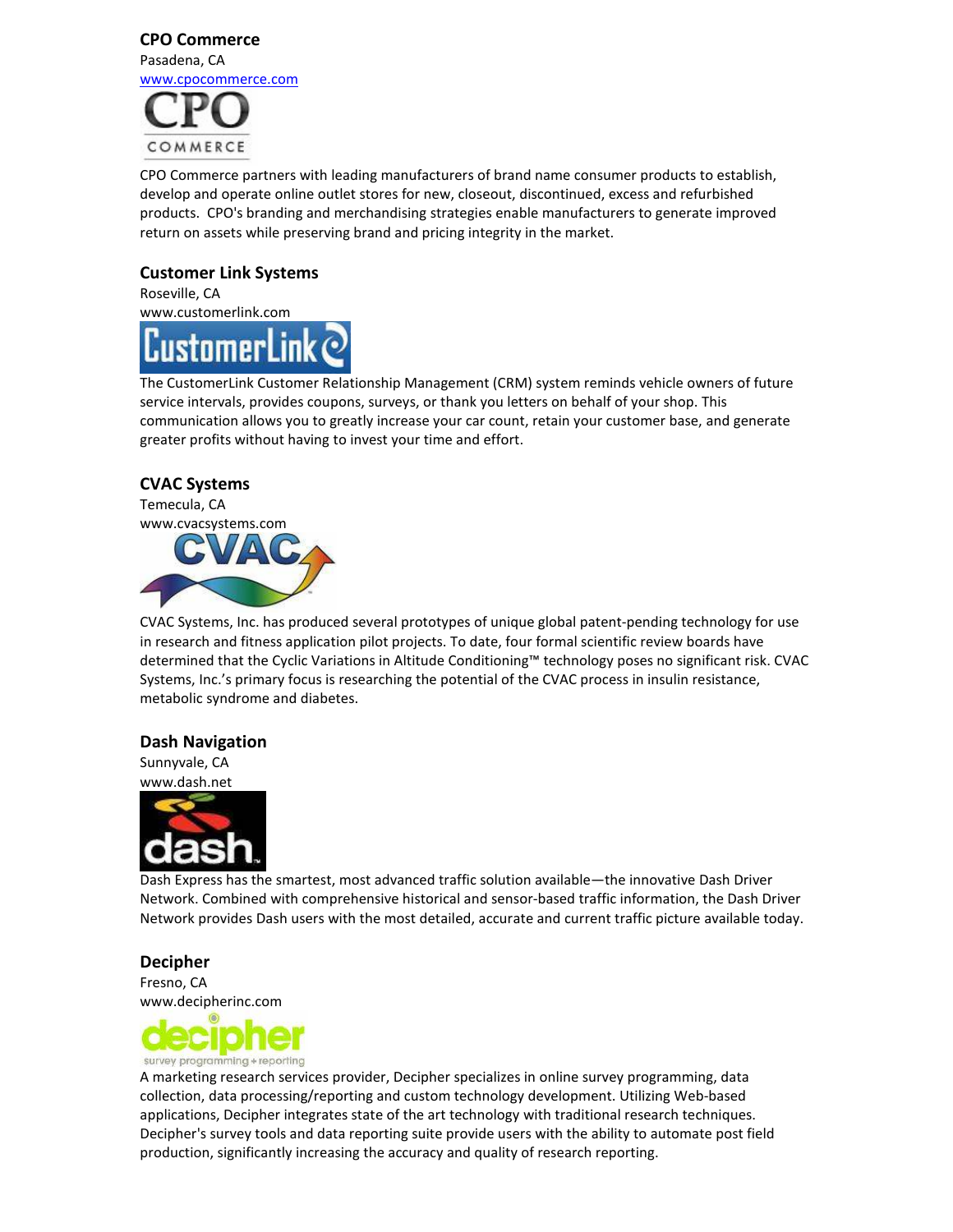### CPO Commerce

Pasadena, CA
www.cpocommerce.com

CPO Commerce partners with leading manufacturers of brand name consumer products to establish, develop and operate online outlet stores for new, closeout, discontinued, excess and refurbished products. CPO's branding and merchandising strategies enable manufacturers to generate improved return on assets while preserving brand and pricing integrity in the market.

### Customer Link Systems

Roseville, CA
www.customerlink.com

The CustomerLink Customer Relationship Management (CRM) system reminds vehicle owners of future service intervals, provides coupons, surveys, or thank you letters on behalf of your shop. This communication allows you to greatly increase your car count, retain your customer base, and generate greater profits without having to invest your time and effort.

### CVAC Systems

Temecula, CA
www.cvacsystems.com

CVAC Systems, Inc. has produced several prototypes of unique global patent-pending technology for use in research and fitness application pilot projects. To date, four formal scientific review boards have determined that the Cyclic Variations in Altitude Conditioning™ technology poses no significant risk. CVAC Systems, Inc.'s primary focus is researching the potential of the CVAC process in insulin resistance, metabolic syndrome and diabetes.

### Dash Navigation

Sunnyvale, CA
www.dash.net

Dash Express has the smartest, most advanced traffic solution available—the innovative Dash Driver Network. Combined with comprehensive historical and sensor-based traffic information, the Dash Driver Network provides Dash users with the most detailed, accurate and current traffic picture available today.

### Decipher

Fresno, CA
www.decipherinc.com

A marketing research services provider, Decipher specializes in online survey programming, data collection, data processing/reporting and custom technology development. Utilizing Web-based applications, Decipher integrates state of the art technology with traditional research techniques. Decipher's survey tools and data reporting suite provide users with the ability to automate post field production, significantly increasing the accuracy and quality of research reporting.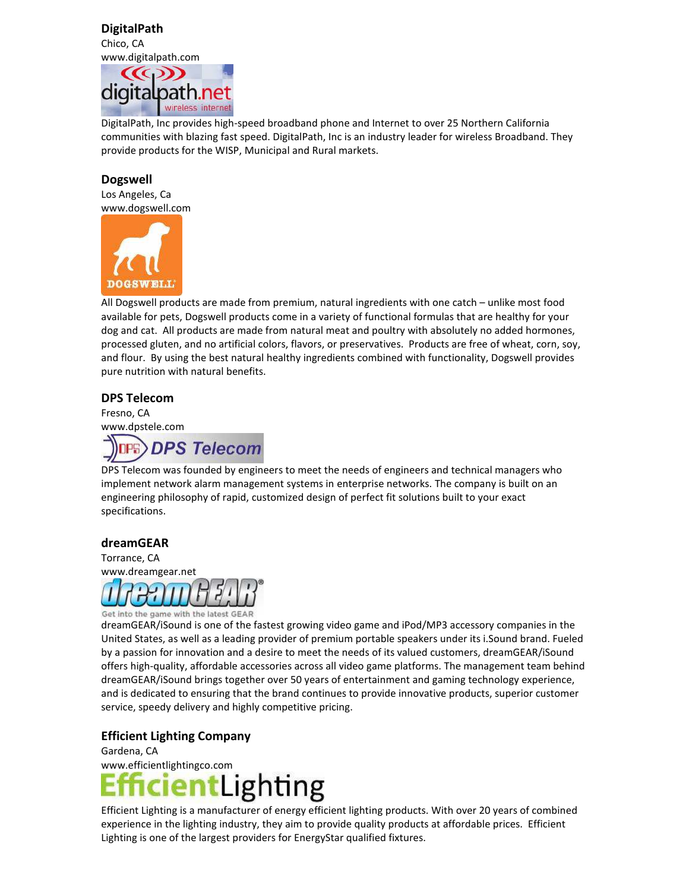## DigitalPath

Chico, CA
www.digitalpath.com

DigitalPath, Inc provides high-speed broadband phone and Internet to over 25 Northern California communities with blazing fast speed. DigitalPath, Inc is an industry leader for wireless Broadband. They provide products for the WISP, Municipal and Rural markets.

## Dogswell

Los Angeles, Ca
www.dogswell.com

All Dogswell products are made from premium, natural ingredients with one catch – unlike most food available for pets, Dogswell products come in a variety of functional formulas that are healthy for your dog and cat. All products are made from natural meat and poultry with absolutely no added hormones, processed gluten, and no artificial colors, flavors, or preservatives. Products are free of wheat, corn, soy, and flour. By using the best natural healthy ingredients combined with functionality, Dogswell provides pure nutrition with natural benefits.

## DPS Telecom

Fresno, CA
www.dpstele.com

DPS Telecom was founded by engineers to meet the needs of engineers and technical managers who implement network alarm management systems in enterprise networks. The company is built on an engineering philosophy of rapid, customized design of perfect fit solutions built to your exact specifications.

## dreamGEAR

Torrance, CA
www.dreamgear.net

Get into the game with the latest GEAR

dreamGEAR/iSound is one of the fastest growing video game and iPod/MP3 accessory companies in the United States, as well as a leading provider of premium portable speakers under its i.Sound brand. Fueled by a passion for innovation and a desire to meet the needs of its valued customers, dreamGEAR/iSound offers high-quality, affordable accessories across all video game platforms. The management team behind dreamGEAR/iSound brings together over 50 years of entertainment and gaming technology experience, and is dedicated to ensuring that the brand continues to provide innovative products, superior customer service, speedy delivery and highly competitive pricing.

## Efficient Lighting Company

Gardena, CA
www.efficientlightingco.com

Efficient Lighting is a manufacturer of energy efficient lighting products. With over 20 years of combined experience in the lighting industry, they aim to provide quality products at affordable prices. Efficient Lighting is one of the largest providers for EnergyStar qualified fixtures.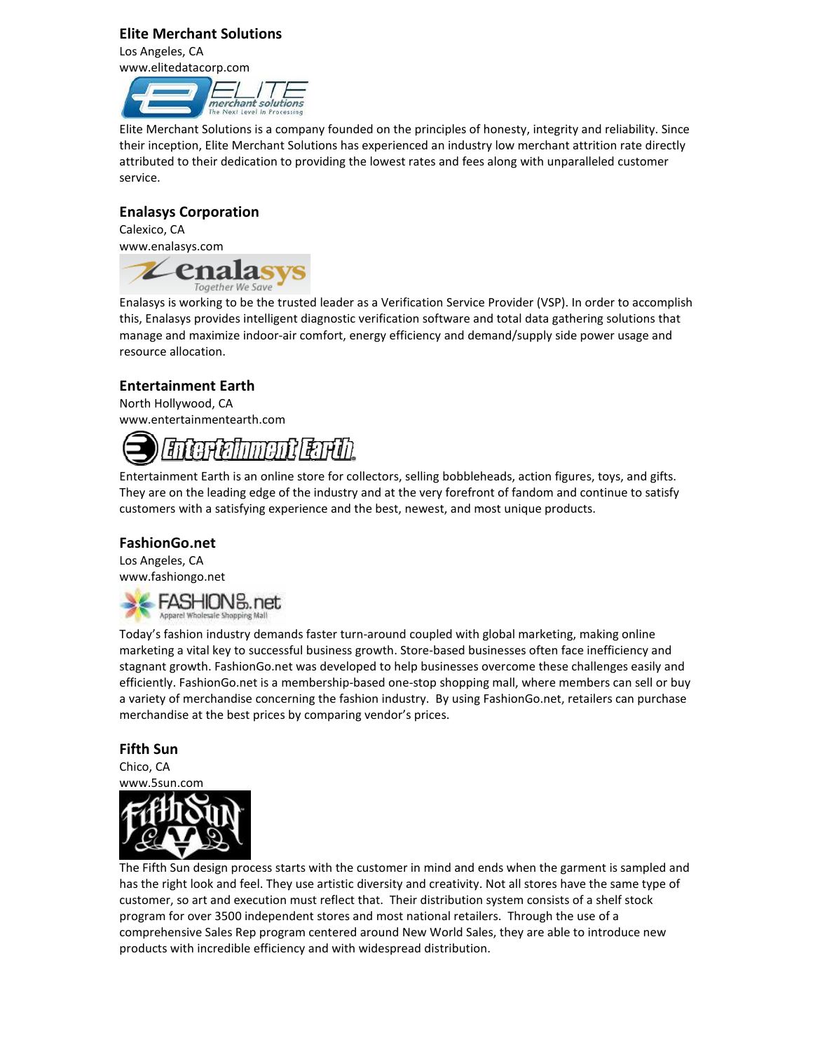### Elite Merchant Solutions

Los Angeles, CA
www.elitedatacorp.com

Elite Merchant Solutions is a company founded on the principles of honesty, integrity and reliability. Since their inception, Elite Merchant Solutions has experienced an industry low merchant attrition rate directly attributed to their dedication to providing the lowest rates and fees along with unparalleled customer service.

### Enalasys Corporation

Calexico, CA
www.enalasys.com

Enalasys is working to be the trusted leader as a Verification Service Provider (VSP). In order to accomplish this, Enalasys provides intelligent diagnostic verification software and total data gathering solutions that manage and maximize indoor-air comfort, energy efficiency and demand/supply side power usage and resource allocation.

### Entertainment Earth

North Hollywood, CA
www.entertainmentearth.com

Entertainment Earth is an online store for collectors, selling bobbleheads, action figures, toys, and gifts. They are on the leading edge of the industry and at the very forefront of fandom and continue to satisfy customers with a satisfying experience and the best, newest, and most unique products.

### FashionGo.net

Los Angeles, CA
www.fashiongo.net

Today's fashion industry demands faster turn-around coupled with global marketing, making online marketing a vital key to successful business growth. Store-based businesses often face inefficiency and stagnant growth. FashionGo.net was developed to help businesses overcome these challenges easily and efficiently. FashionGo.net is a membership-based one-stop shopping mall, where members can sell or buy a variety of merchandise concerning the fashion industry. By using FashionGo.net, retailers can purchase merchandise at the best prices by comparing vendor's prices.

### Fifth Sun

Chico, CA
www.5sun.com

The Fifth Sun design process starts with the customer in mind and ends when the garment is sampled and has the right look and feel. They use artistic diversity and creativity. Not all stores have the same type of customer, so art and execution must reflect that. Their distribution system consists of a shelf stock program for over 3500 independent stores and most national retailers. Through the use of a comprehensive Sales Rep program centered around New World Sales, they are able to introduce new products with incredible efficiency and with widespread distribution.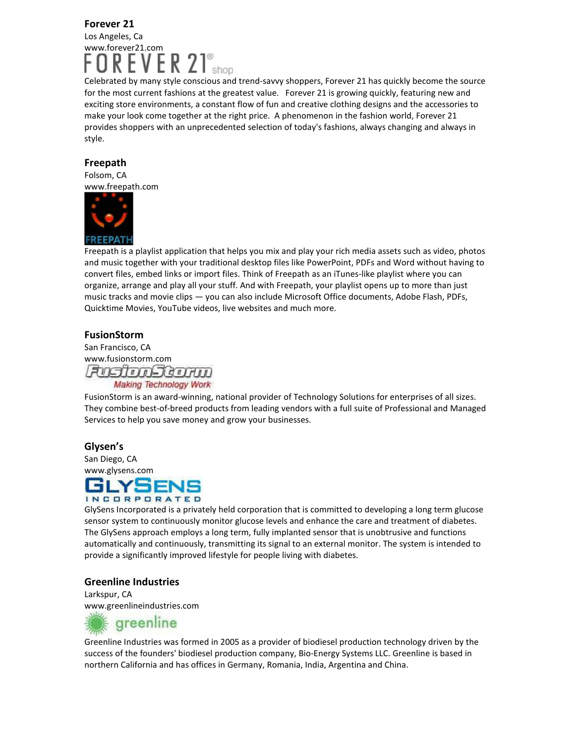### Forever 21

Los Angeles, Ca
www.forever21.com

Celebrated by many style conscious and trend-savvy shoppers, Forever 21 has quickly become the source for the most current fashions at the greatest value. Forever 21 is growing quickly, featuring new and exciting store environments, a constant flow of fun and creative clothing designs and the accessories to make your look come together at the right price. A phenomenon in the fashion world, Forever 21 provides shoppers with an unprecedented selection of today's fashions, always changing and always in style.

### Freepath

Folsom, CA
www.freepath.com

Freepath is a playlist application that helps you mix and play your rich media assets such as video, photos and music together with your traditional desktop files like PowerPoint, PDFs and Word without having to convert files, embed links or import files. Think of Freepath as an iTunes-like playlist where you can organize, arrange and play all your stuff. And with Freepath, your playlist opens up to more than just music tracks and movie clips — you can also include Microsoft Office documents, Adobe Flash, PDFs, Quicktime Movies, YouTube videos, live websites and much more.

### FusionStorm

San Francisco, CA
www.fusionstorm.com

FusionStorm is an award-winning, national provider of Technology Solutions for enterprises of all sizes. They combine best-of-breed products from leading vendors with a full suite of Professional and Managed Services to help you save money and grow your businesses.

### Glysen's

San Diego, CA
www.glysens.com

GlySens Incorporated is a privately held corporation that is committed to developing a long term glucose sensor system to continuously monitor glucose levels and enhance the care and treatment of diabetes. The GlySens approach employs a long term, fully implanted sensor that is unobtrusive and functions automatically and continuously, transmitting its signal to an external monitor. The system is intended to provide a significantly improved lifestyle for people living with diabetes.

### Greenline Industries

Larkspur, CA
www.greenlineindustries.com

Greenline Industries was formed in 2005 as a provider of biodiesel production technology driven by the success of the founders' biodiesel production company, Bio-Energy Systems LLC. Greenline is based in northern California and has offices in Germany, Romania, India, Argentina and China.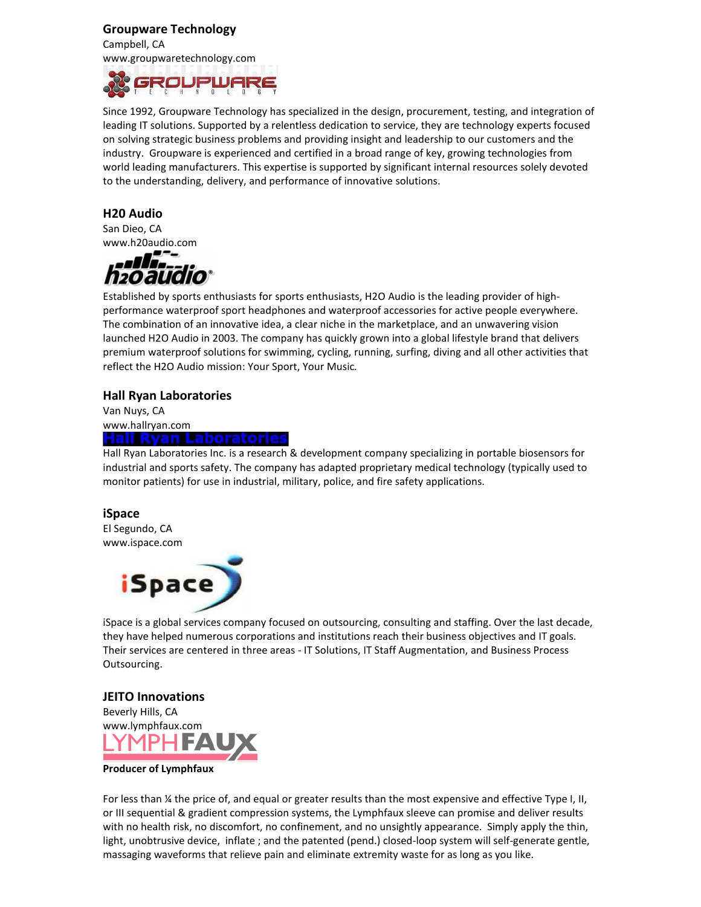### Groupware Technology

Campbell, CA
www.groupwaretechnology.com

Since 1992, Groupware Technology has specialized in the design, procurement, testing, and integration of leading IT solutions. Supported by a relentless dedication to service, they are technology experts focused on solving strategic business problems and providing insight and leadership to our customers and the industry. Groupware is experienced and certified in a broad range of key, growing technologies from world leading manufacturers. This expertise is supported by significant internal resources solely devoted to the understanding, delivery, and performance of innovative solutions.

### H20 Audio

San Dieo, CA
www.h20audio.com

Established by sports enthusiasts for sports enthusiasts, H2O Audio is the leading provider of high-performance waterproof sport headphones and waterproof accessories for active people everywhere. The combination of an innovative idea, a clear niche in the marketplace, and an unwavering vision launched H2O Audio in 2003. The company has quickly grown into a global lifestyle brand that delivers premium waterproof solutions for swimming, cycling, running, surfing, diving and all other activities that reflect the H2O Audio mission: Your Sport, Your Music.

### Hall Ryan Laboratories

Van Nuys, CA
www.hallryan.com

Hall Ryan Laboratories Inc. is a research & development company specializing in portable biosensors for industrial and sports safety. The company has adapted proprietary medical technology (typically used to monitor patients) for use in industrial, military, police, and fire safety applications.

### iSpace

El Segundo, CA
www.ispace.com

iSpace is a global services company focused on outsourcing, consulting and staffing. Over the last decade, they have helped numerous corporations and institutions reach their business objectives and IT goals. Their services are centered in three areas - IT Solutions, IT Staff Augmentation, and Business Process Outsourcing.

### JEITO Innovations

Beverly Hills, CA
www.lymphfaux.com

**Producer of Lymphfaux**

For less than ¼ the price of, and equal or greater results than the most expensive and effective Type I, II, or III sequential & gradient compression systems, the Lymphfaux sleeve can promise and deliver results with no health risk, no discomfort, no confinement, and no unsightly appearance. Simply apply the thin, light, unobtrusive device, inflate ; and the patented (pend.) closed-loop system will self-generate gentle, massaging waveforms that relieve pain and eliminate extremity waste for as long as you like.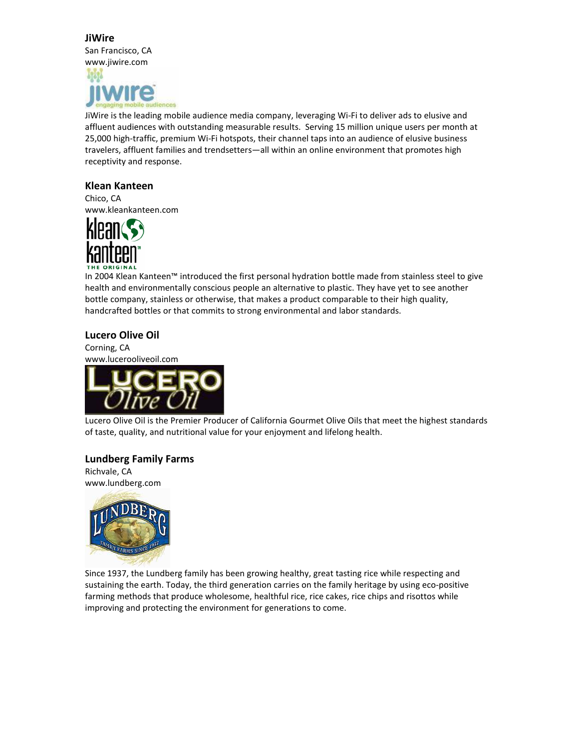### JiWire

San Francisco, CA
www.jiwire.com

JiWire is the leading mobile audience media company, leveraging Wi-Fi to deliver ads to elusive and affluent audiences with outstanding measurable results. Serving 15 million unique users per month at 25,000 high-traffic, premium Wi-Fi hotspots, their channel taps into an audience of elusive business travelers, affluent families and trendsetters—all within an online environment that promotes high receptivity and response.

### Klean Kanteen

Chico, CA
www.kleankanteen.com

In 2004 Klean Kanteen™ introduced the first personal hydration bottle made from stainless steel to give health and environmentally conscious people an alternative to plastic. They have yet to see another bottle company, stainless or otherwise, that makes a product comparable to their high quality, handcrafted bottles or that commits to strong environmental and labor standards.

### Lucero Olive Oil

Corning, CA
www.luceroliveoil.com

Lucero Olive Oil is the Premier Producer of California Gourmet Olive Oils that meet the highest standards of taste, quality, and nutritional value for your enjoyment and lifelong health.

### Lundberg Family Farms

Richvale, CA
www.lundberg.com

Since 1937, the Lundberg family has been growing healthy, great tasting rice while respecting and sustaining the earth. Today, the third generation carries on the family heritage by using eco-positive farming methods that produce wholesome, healthful rice, rice cakes, rice chips and risottos while improving and protecting the environment for generations to come.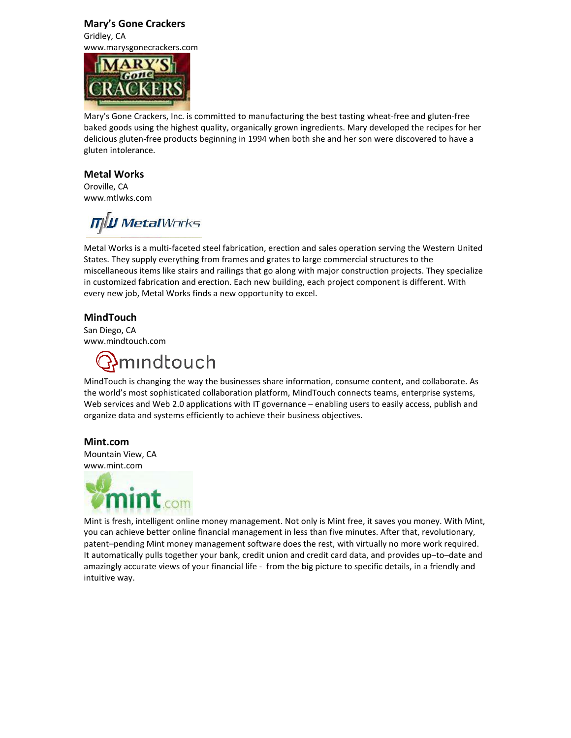### Mary's Gone Crackers

Gridley, CA
www.marysgonecrackers.com

Mary's Gone Crackers, Inc. is committed to manufacturing the best tasting wheat-free and gluten-free baked goods using the highest quality, organically grown ingredients. Mary developed the recipes for her delicious gluten-free products beginning in 1994 when both she and her son were discovered to have a gluten intolerance.

### Metal Works

Oroville, CA
www.mtlwks.com

Metal Works is a multi-faceted steel fabrication, erection and sales operation serving the Western United States. They supply everything from frames and grates to large commercial structures to the miscellaneous items like stairs and railings that go along with major construction projects. They specialize in customized fabrication and erection. Each new building, each project component is different. With every new job, Metal Works finds a new opportunity to excel.

### MindTouch

San Diego, CA
www.mindtouch.com

MindTouch is changing the way the businesses share information, consume content, and collaborate. As the world's most sophisticated collaboration platform, MindTouch connects teams, enterprise systems, Web services and Web 2.0 applications with IT governance – enabling users to easily access, publish and organize data and systems efficiently to achieve their business objectives.

### Mint.com

Mountain View, CA
www.mint.com

Mint is fresh, intelligent online money management. Not only is Mint free, it saves you money. With Mint, you can achieve better online financial management in less than five minutes. After that, revolutionary, patent–pending Mint money management software does the rest, with virtually no more work required. It automatically pulls together your bank, credit union and credit card data, and provides up–to–date and amazingly accurate views of your financial life - from the big picture to specific details, in a friendly and intuitive way.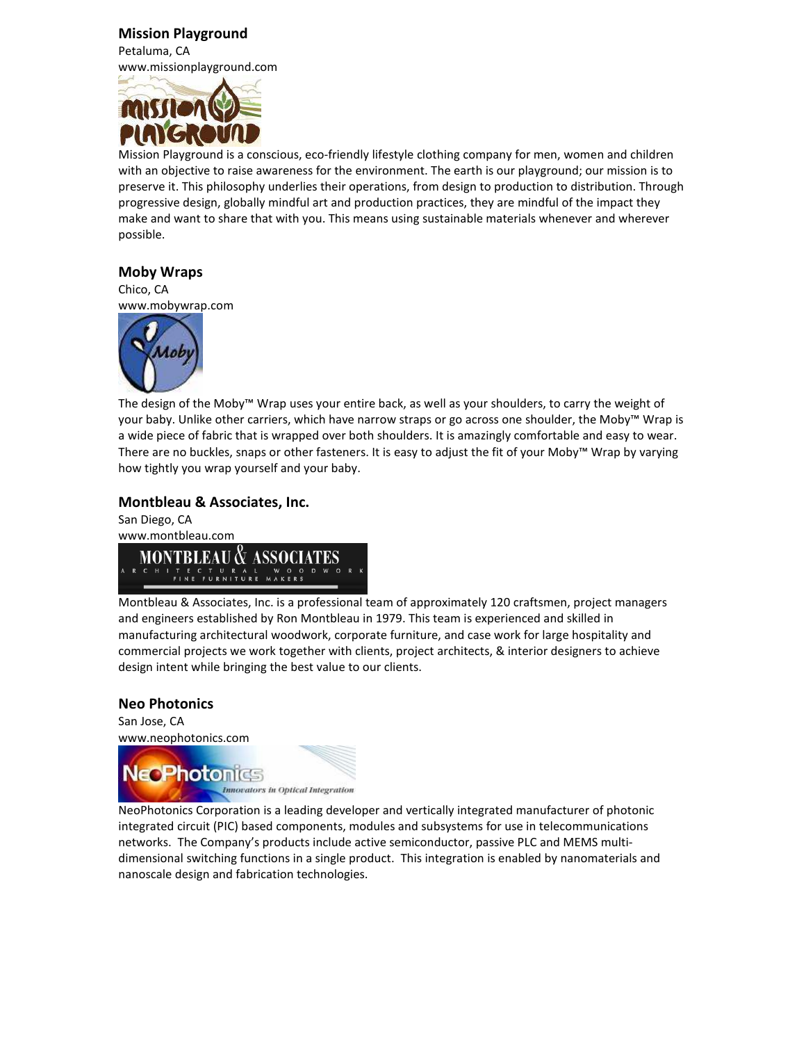## Mission Playground

Petaluma, CA
www.missionplayground.com

Mission Playground is a conscious, eco-friendly lifestyle clothing company for men, women and children with an objective to raise awareness for the environment. The earth is our playground; our mission is to preserve it. This philosophy underlies their operations, from design to production to distribution. Through progressive design, globally mindful art and production practices, they are mindful of the impact they make and want to share that with you. This means using sustainable materials whenever and wherever possible.

## Moby Wraps

Chico, CA
www.mobywrap.com

The design of the Moby™ Wrap uses your entire back, as well as your shoulders, to carry the weight of your baby. Unlike other carriers, which have narrow straps or go across one shoulder, the Moby™ Wrap is a wide piece of fabric that is wrapped over both shoulders. It is amazingly comfortable and easy to wear. There are no buckles, snaps or other fasteners. It is easy to adjust the fit of your Moby™ Wrap by varying how tightly you wrap yourself and your baby.

## Montbleau & Associates, Inc.

San Diego, CA
www.montbleau.com

Montbleau & Associates, Inc. is a professional team of approximately 120 craftsmen, project managers and engineers established by Ron Montbleau in 1979. This team is experienced and skilled in manufacturing architectural woodwork, corporate furniture, and case work for large hospitality and commercial projects we work together with clients, project architects, & interior designers to achieve design intent while bringing the best value to our clients.

## Neo Photonics

San Jose, CA
www.neophotonics.com

NeoPhotonics Corporation is a leading developer and vertically integrated manufacturer of photonic integrated circuit (PIC) based components, modules and subsystems for use in telecommunications networks. The Company's products include active semiconductor, passive PLC and MEMS multi-dimensional switching functions in a single product. This integration is enabled by nanomaterials and nanoscale design and fabrication technologies.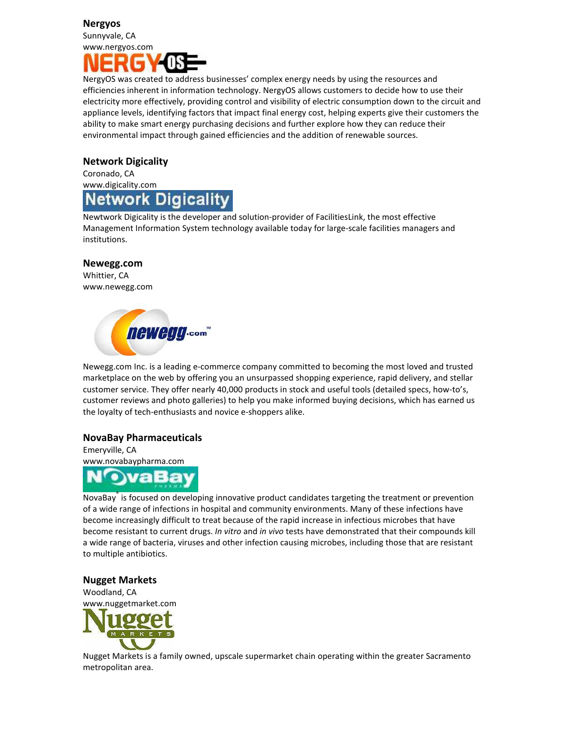**Nergyos**
Sunnyvale, CA
www.nergyos.com

NergyOS was created to address businesses' complex energy needs by using the resources and efficiencies inherent in information technology. NergyOS allows customers to decide how to use their electricity more effectively, providing control and visibility of electric consumption down to the circuit and appliance levels, identifying factors that impact final energy cost, helping experts give their customers the ability to make smart energy purchasing decisions and further explore how they can reduce their environmental impact through gained efficiencies and the addition of renewable sources.

**Network Digicality**
Coronado, CA
www.digicality.com

Newtwork Digicality is the developer and solution-provider of FacilitiesLink, the most effective Management Information System technology available today for large-scale facilities managers and institutions.

**Newegg.com**
Whittier, CA
www.newegg.com

Newegg.com Inc. is a leading e-commerce company committed to becoming the most loved and trusted marketplace on the web by offering you an unsurpassed shopping experience, rapid delivery, and stellar customer service. They offer nearly 40,000 products in stock and useful tools (detailed specs, how-to's, customer reviews and photo galleries) to help you make informed buying decisions, which has earned us the loyalty of tech-enthusiasts and novice e-shoppers alike.

**NovaBay Pharmaceuticals**
Emeryville, CA
www.novabaypharma.com

NovaBay® is focused on developing innovative product candidates targeting the treatment or prevention of a wide range of infections in hospital and community environments. Many of these infections have become increasingly difficult to treat because of the rapid increase in infectious microbes that have become resistant to current drugs. *In vitro* and *in vivo* tests have demonstrated that their compounds kill a wide range of bacteria, viruses and other infection causing microbes, including those that are resistant to multiple antibiotics.

**Nugget Markets**
Woodland, CA
www.nuggetmarket.com

Nugget Markets is a family owned, upscale supermarket chain operating within the greater Sacramento metropolitan area.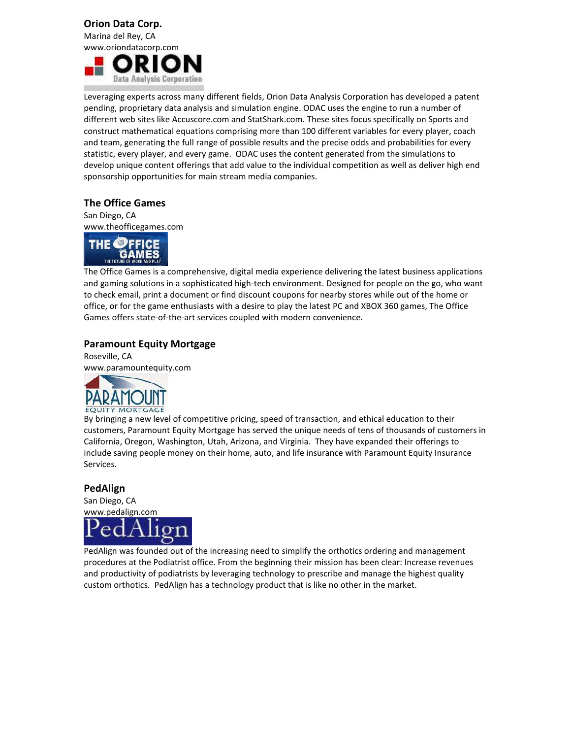### Orion Data Corp.

Marina del Rey, CA
www.oriondatacorp.com

Leveraging experts across many different fields, Orion Data Analysis Corporation has developed a patent pending, proprietary data analysis and simulation engine. ODAC uses the engine to run a number of different web sites like Accuscore.com and StatShark.com. These sites focus specifically on Sports and construct mathematical equations comprising more than 100 different variables for every player, coach and team, generating the full range of possible results and the precise odds and probabilities for every statistic, every player, and every game. ODAC uses the content generated from the simulations to develop unique content offerings that add value to the individual competition as well as deliver high end sponsorship opportunities for main stream media companies.

### The Office Games

San Diego, CA
www.theofficegames.com

The Office Games is a comprehensive, digital media experience delivering the latest business applications and gaming solutions in a sophisticated high-tech environment. Designed for people on the go, who want to check email, print a document or find discount coupons for nearby stores while out of the home or office, or for the game enthusiasts with a desire to play the latest PC and XBOX 360 games, The Office Games offers state-of-the-art services coupled with modern convenience.

### Paramount Equity Mortgage

Roseville, CA
www.paramountequity.com

By bringing a new level of competitive pricing, speed of transaction, and ethical education to their customers, Paramount Equity Mortgage has served the unique needs of tens of thousands of customers in California, Oregon, Washington, Utah, Arizona, and Virginia. They have expanded their offerings to include saving people money on their home, auto, and life insurance with Paramount Equity Insurance Services.

### PedAlign

San Diego, CA
www.pedalign.com

PedAlign was founded out of the increasing need to simplify the orthotics ordering and management procedures at the Podiatrist office. From the beginning their mission has been clear: Increase revenues and productivity of podiatrists by leveraging technology to prescribe and manage the highest quality custom orthotics. PedAlign has a technology product that is like no other in the market.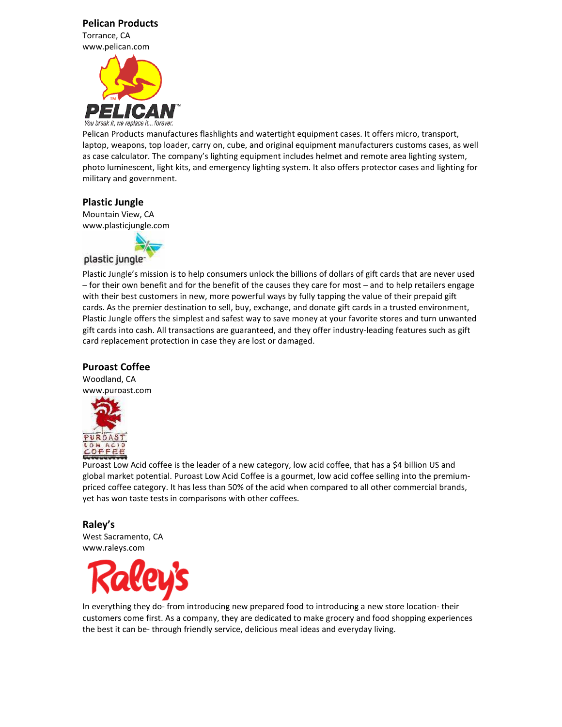### Pelican Products

Torrance, CA
www.pelican.com

Pelican Products manufactures flashlights and watertight equipment cases. It offers micro, transport, laptop, weapons, top loader, carry on, cube, and original equipment manufacturers customs cases, as well as case calculator. The company's lighting equipment includes helmet and remote area lighting system, photo luminescent, light kits, and emergency lighting system. It also offers protector cases and lighting for military and government.

### Plastic Jungle

Mountain View, CA
www.plasticjungle.com

Plastic Jungle's mission is to help consumers unlock the billions of dollars of gift cards that are never used – for their own benefit and for the benefit of the causes they care for most – and to help retailers engage with their best customers in new, more powerful ways by fully tapping the value of their prepaid gift cards. As the premier destination to sell, buy, exchange, and donate gift cards in a trusted environment, Plastic Jungle offers the simplest and safest way to save money at your favorite stores and turn unwanted gift cards into cash. All transactions are guaranteed, and they offer industry-leading features such as gift card replacement protection in case they are lost or damaged.

### Puroast Coffee

Woodland, CA
www.puroast.com

Puroast Low Acid coffee is the leader of a new category, low acid coffee, that has a $4 billion US and global market potential. Puroast Low Acid Coffee is a gourmet, low acid coffee selling into the premium-priced coffee category. It has less than 50% of the acid when compared to all other commercial brands, yet has won taste tests in comparisons with other coffees.

### Raley's

West Sacramento, CA
www.raleys.com

In everything they do- from introducing new prepared food to introducing a new store location- their customers come first. As a company, they are dedicated to make grocery and food shopping experiences the best it can be- through friendly service, delicious meal ideas and everyday living.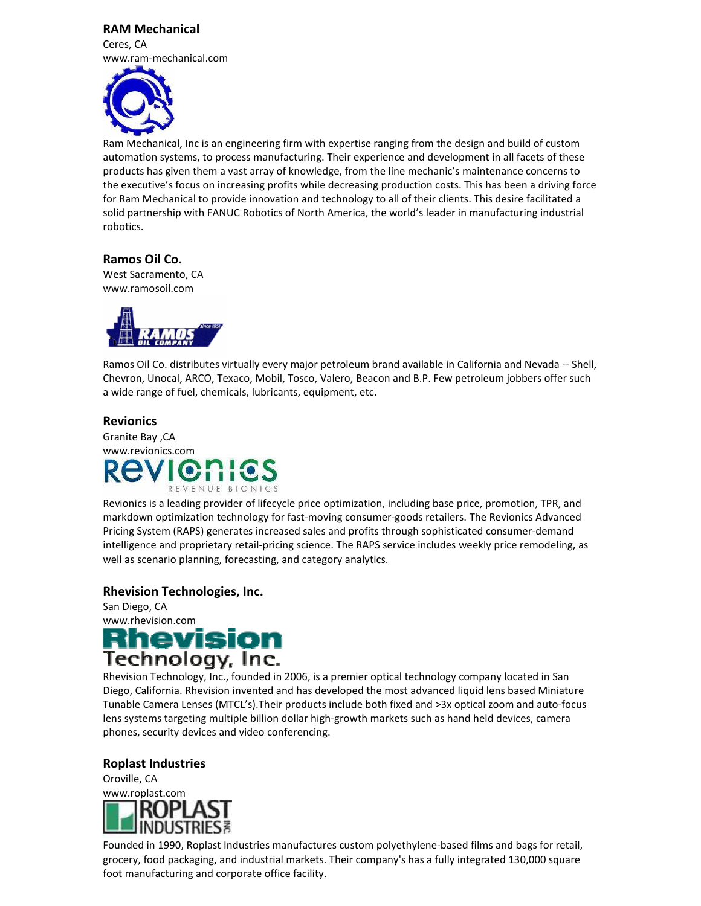### RAM Mechanical

Ceres, CA
www.ram-mechanical.com

Ram Mechanical, Inc is an engineering firm with expertise ranging from the design and build of custom automation systems, to process manufacturing. Their experience and development in all facets of these products has given them a vast array of knowledge, from the line mechanic's maintenance concerns to the executive's focus on increasing profits while decreasing production costs. This has been a driving force for Ram Mechanical to provide innovation and technology to all of their clients. This desire facilitated a solid partnership with FANUC Robotics of North America, the world's leader in manufacturing industrial robotics.

### Ramos Oil Co.

West Sacramento, CA
www.ramosoil.com

Ramos Oil Co. distributes virtually every major petroleum brand available in California and Nevada -- Shell, Chevron, Unocal, ARCO, Texaco, Mobil, Tosco, Valero, Beacon and B.P. Few petroleum jobbers offer such a wide range of fuel, chemicals, lubricants, equipment, etc.

### Revionics

Granite Bay ,CA
www.revionics.com

Revionics is a leading provider of lifecycle price optimization, including base price, promotion, TPR, and markdown optimization technology for fast-moving consumer-goods retailers. The Revionics Advanced Pricing System (RAPS) generates increased sales and profits through sophisticated consumer-demand intelligence and proprietary retail-pricing science. The RAPS service includes weekly price remodeling, as well as scenario planning, forecasting, and category analytics.

### Rhevision Technologies, Inc.

San Diego, CA
www.rhevision.com

Rhevision Technology, Inc., founded in 2006, is a premier optical technology company located in San Diego, California. Rhevision invented and has developed the most advanced liquid lens based Miniature Tunable Camera Lenses (MTCL's).Their products include both fixed and >3x optical zoom and auto-focus lens systems targeting multiple billion dollar high-growth markets such as hand held devices, camera phones, security devices and video conferencing.

### Roplast Industries

Oroville, CA
www.roplast.com

Founded in 1990, Roplast Industries manufactures custom polyethylene-based films and bags for retail, grocery, food packaging, and industrial markets. Their company's has a fully integrated 130,000 square foot manufacturing and corporate office facility.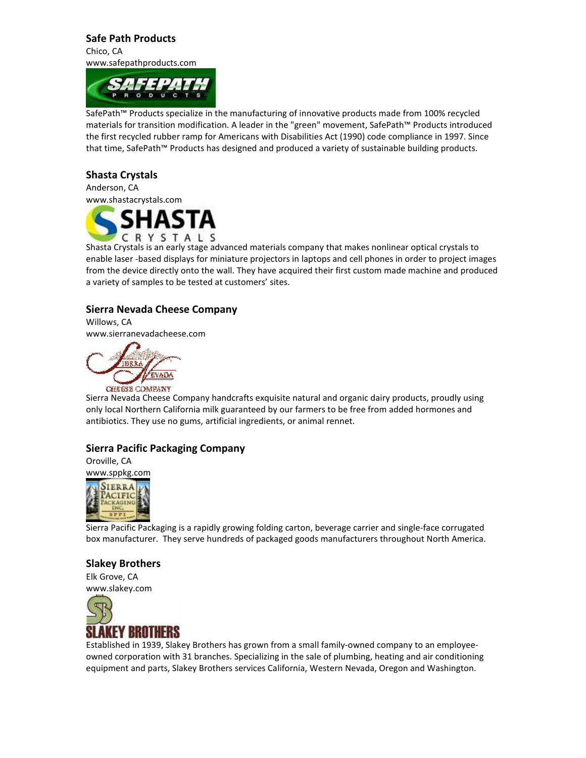### Safe Path Products

Chico, CA
www.safepathproducts.com

SafePath™ Products specialize in the manufacturing of innovative products made from 100% recycled materials for transition modification. A leader in the "green" movement, SafePath™ Products introduced the first recycled rubber ramp for Americans with Disabilities Act (1990) code compliance in 1997. Since that time, SafePath™ Products has designed and produced a variety of sustainable building products.

### Shasta Crystals

Anderson, CA
www.shastacrystals.com

Shasta Crystals is an early stage advanced materials company that makes nonlinear optical crystals to enable laser -based displays for miniature projectors in laptops and cell phones in order to project images from the device directly onto the wall. They have acquired their first custom made machine and produced a variety of samples to be tested at customers' sites.

### Sierra Nevada Cheese Company

Willows, CA
www.sierranevadacheese.com

Sierra Nevada Cheese Company handcrafts exquisite natural and organic dairy products, proudly using only local Northern California milk guaranteed by our farmers to be free from added hormones and antibiotics. They use no gums, artificial ingredients, or animal rennet.

### Sierra Pacific Packaging Company

Oroville, CA
www.sppkg.com

Sierra Pacific Packaging is a rapidly growing folding carton, beverage carrier and single-face corrugated box manufacturer. They serve hundreds of packaged goods manufacturers throughout North America.

### Slakey Brothers

Elk Grove, CA
www.slakey.com

Established in 1939, Slakey Brothers has grown from a small family-owned company to an employee-owned corporation with 31 branches. Specializing in the sale of plumbing, heating and air conditioning equipment and parts, Slakey Brothers services California, Western Nevada, Oregon and Washington.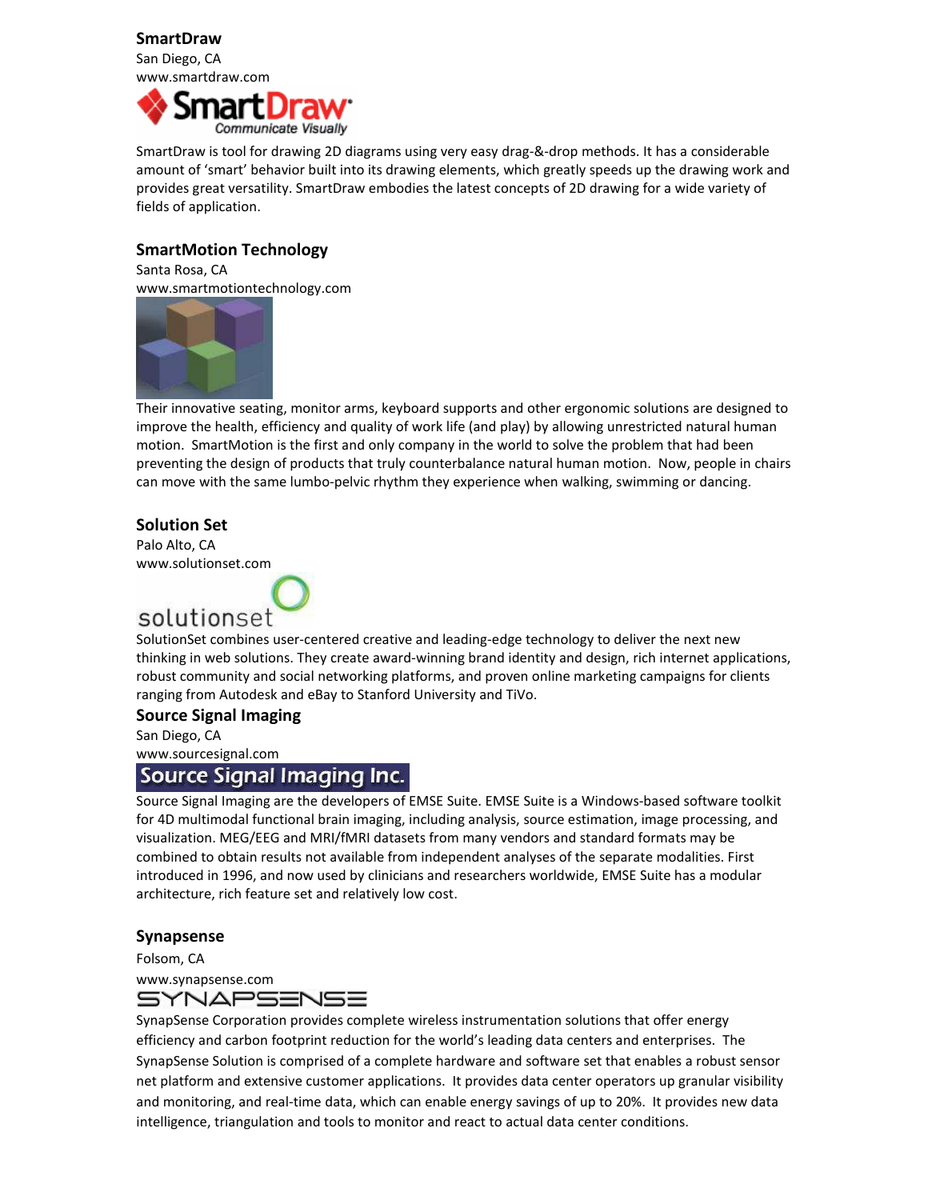### SmartDraw

San Diego, CA
www.smartdraw.com

SmartDraw is tool for drawing 2D diagrams using very easy drag-&-drop methods. It has a considerable amount of 'smart' behavior built into its drawing elements, which greatly speeds up the drawing work and provides great versatility. SmartDraw embodies the latest concepts of 2D drawing for a wide variety of fields of application.

### SmartMotion Technology

Santa Rosa, CA
www.smartmotiontechnology.com

Their innovative seating, monitor arms, keyboard supports and other ergonomic solutions are designed to improve the health, efficiency and quality of work life (and play) by allowing unrestricted natural human motion. SmartMotion is the first and only company in the world to solve the problem that had been preventing the design of products that truly counterbalance natural human motion. Now, people in chairs can move with the same lumbo-pelvic rhythm they experience when walking, swimming or dancing.

### Solution Set

Palo Alto, CA
www.solutionset.com

SolutionSet combines user-centered creative and leading-edge technology to deliver the next new thinking in web solutions. They create award-winning brand identity and design, rich internet applications, robust community and social networking platforms, and proven online marketing campaigns for clients ranging from Autodesk and eBay to Stanford University and TiVo.

### Source Signal Imaging

San Diego, CA
www.sourcesignal.com

Source Signal Imaging are the developers of EMSE Suite. EMSE Suite is a Windows-based software toolkit for 4D multimodal functional brain imaging, including analysis, source estimation, image processing, and visualization. MEG/EEG and MRI/fMRI datasets from many vendors and standard formats may be combined to obtain results not available from independent analyses of the separate modalities. First introduced in 1996, and now used by clinicians and researchers worldwide, EMSE Suite has a modular architecture, rich feature set and relatively low cost.

### Synapsense

Folsom, CA
www.synapsense.com

SynapSense Corporation provides complete wireless instrumentation solutions that offer energy efficiency and carbon footprint reduction for the world's leading data centers and enterprises. The SynapSense Solution is comprised of a complete hardware and software set that enables a robust sensor net platform and extensive customer applications. It provides data center operators up granular visibility and monitoring, and real-time data, which can enable energy savings of up to 20%. It provides new data intelligence, triangulation and tools to monitor and react to actual data center conditions.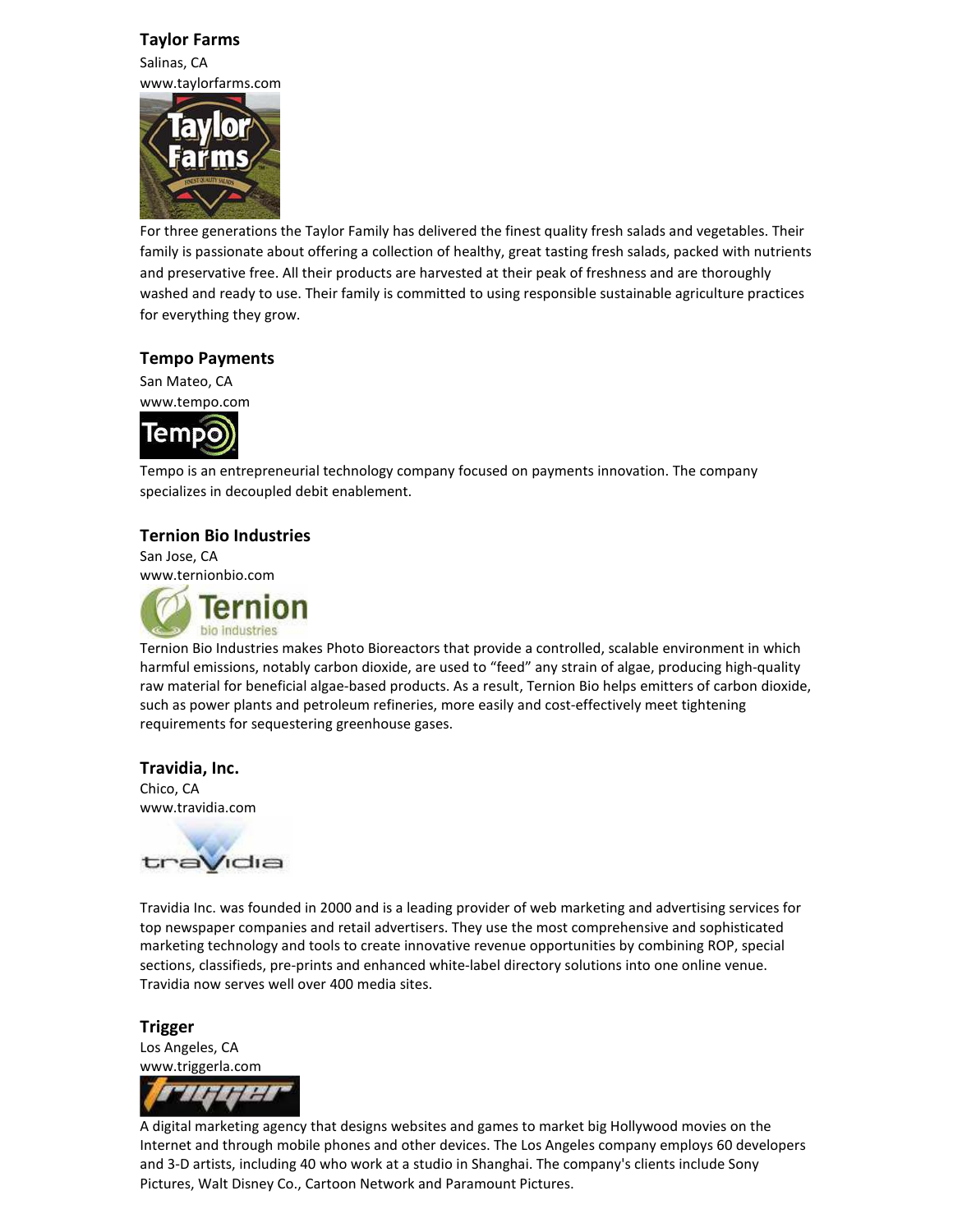### Taylor Farms

Salinas, CA
www.taylorfarms.com

For three generations the Taylor Family has delivered the finest quality fresh salads and vegetables. Their family is passionate about offering a collection of healthy, great tasting fresh salads, packed with nutrients and preservative free. All their products are harvested at their peak of freshness and are thoroughly washed and ready to use. Their family is committed to using responsible sustainable agriculture practices for everything they grow.

### Tempo Payments

San Mateo, CA
www.tempo.com

Tempo is an entrepreneurial technology company focused on payments innovation. The company specializes in decoupled debit enablement.

### Ternion Bio Industries

San Jose, CA
www.ternionbio.com

Ternion Bio Industries makes Photo Bioreactors that provide a controlled, scalable environment in which harmful emissions, notably carbon dioxide, are used to "feed" any strain of algae, producing high-quality raw material for beneficial algae-based products. As a result, Ternion Bio helps emitters of carbon dioxide, such as power plants and petroleum refineries, more easily and cost-effectively meet tightening requirements for sequestering greenhouse gases.

### Travidia, Inc.

Chico, CA
www.travidia.com

Travidia Inc. was founded in 2000 and is a leading provider of web marketing and advertising services for top newspaper companies and retail advertisers. They use the most comprehensive and sophisticated marketing technology and tools to create innovative revenue opportunities by combining ROP, special sections, classifieds, pre-prints and enhanced white-label directory solutions into one online venue. Travidia now serves well over 400 media sites.

### Trigger

Los Angeles, CA
www.triggerla.com

A digital marketing agency that designs websites and games to market big Hollywood movies on the Internet and through mobile phones and other devices. The Los Angeles company employs 60 developers and 3-D artists, including 40 who work at a studio in Shanghai. The company's clients include Sony Pictures, Walt Disney Co., Cartoon Network and Paramount Pictures.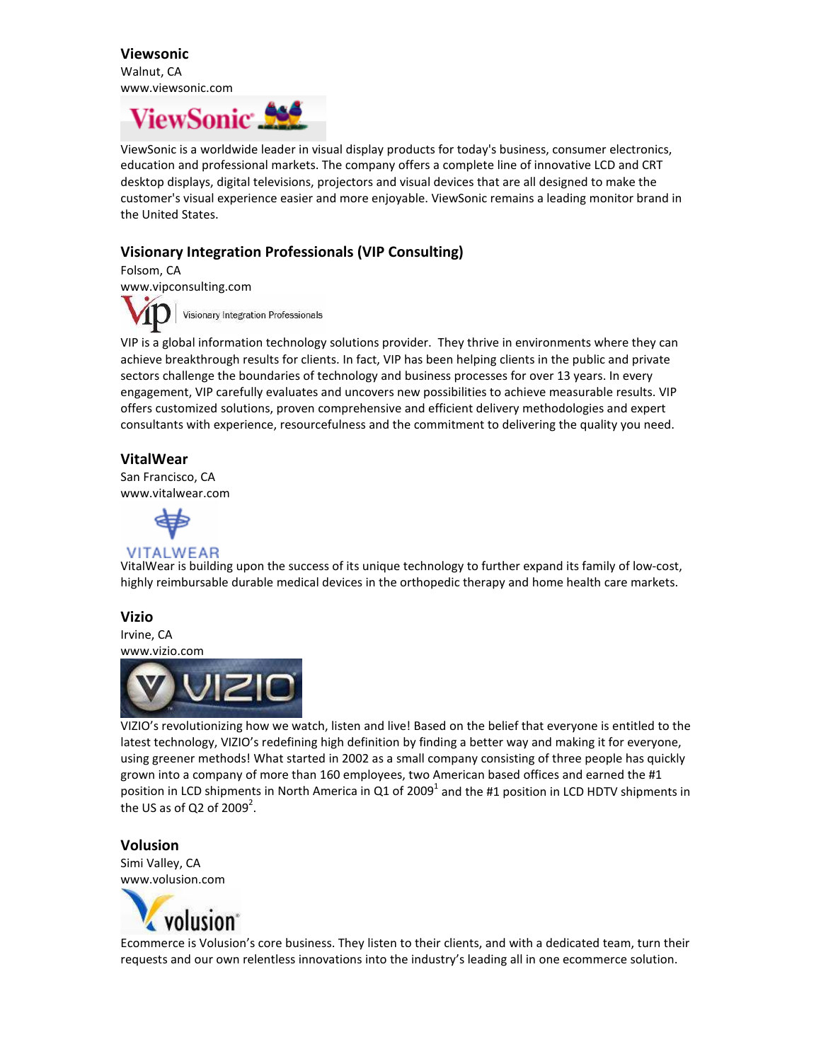**Viewsonic**
Walnut, CA
www.viewsonic.com

ViewSonic is a worldwide leader in visual display products for today's business, consumer electronics, education and professional markets. The company offers a complete line of innovative LCD and CRT desktop displays, digital televisions, projectors and visual devices that are all designed to make the customer's visual experience easier and more enjoyable. ViewSonic remains a leading monitor brand in the United States.

**Visionary Integration Professionals (VIP Consulting)**
Folsom, CA
www.vipconsulting.com

VIP is a global information technology solutions provider. They thrive in environments where they can achieve breakthrough results for clients. In fact, VIP has been helping clients in the public and private sectors challenge the boundaries of technology and business processes for over 13 years. In every engagement, VIP carefully evaluates and uncovers new possibilities to achieve measurable results. VIP offers customized solutions, proven comprehensive and efficient delivery methodologies and expert consultants with experience, resourcefulness and the commitment to delivering the quality you need.

**VitalWear**
San Francisco, CA
www.vitalwear.com

VitalWear is building upon the success of its unique technology to further expand its family of low-cost, highly reimbursable durable medical devices in the orthopedic therapy and home health care markets.

**Vizio**
Irvine, CA
www.vizio.com

VIZIO's revolutionizing how we watch, listen and live! Based on the belief that everyone is entitled to the latest technology, VIZIO's redefining high definition by finding a better way and making it for everyone, using greener methods! What started in 2002 as a small company consisting of three people has quickly grown into a company of more than 160 employees, two American based offices and earned the #1 position in LCD shipments in North America in Q1 of 2009[1] and the #1 position in LCD HDTV shipments in the US as of Q2 of 2009[2].

**Volusion**
Simi Valley, CA
www.volusion.com

Ecommerce is Volusion's core business. They listen to their clients, and with a dedicated team, turn their requests and our own relentless innovations into the industry's leading all in one ecommerce solution.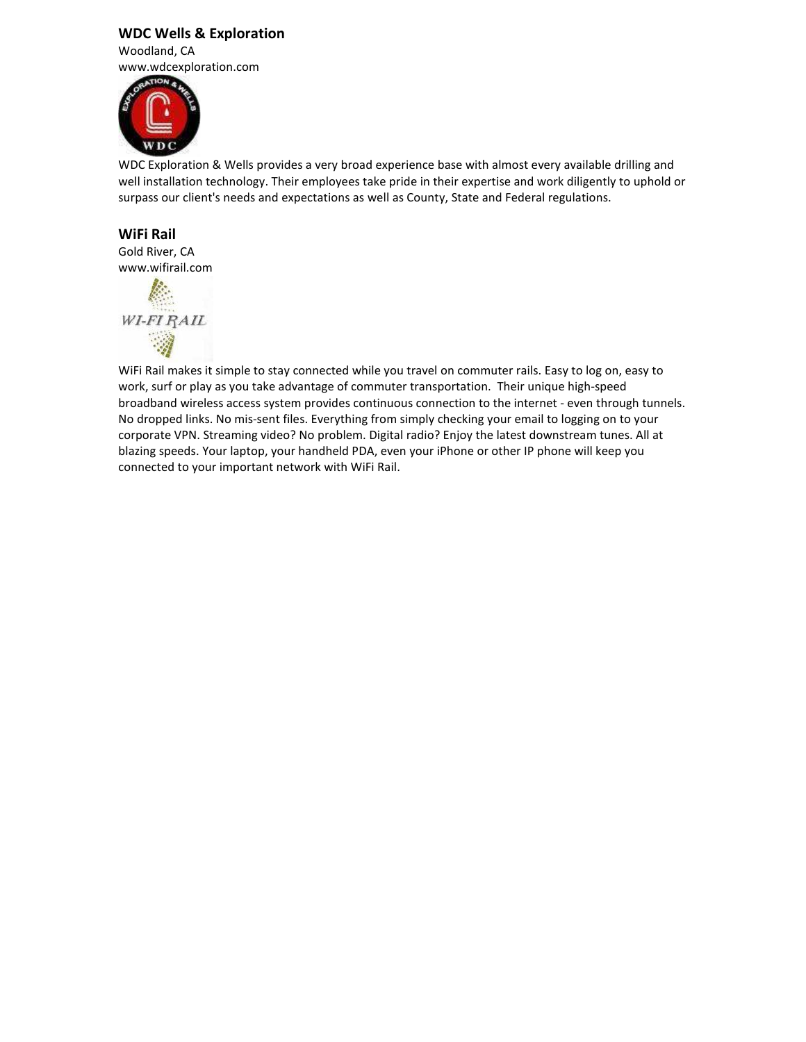### WDC Wells & Exploration

Woodland, CA
www.wdcexploration.com

WDC Exploration & Wells provides a very broad experience base with almost every available drilling and well installation technology. Their employees take pride in their expertise and work diligently to uphold or surpass our client's needs and expectations as well as County, State and Federal regulations.

### WiFi Rail

Gold River, CA
www.wifirail.com

WiFi Rail makes it simple to stay connected while you travel on commuter rails. Easy to log on, easy to work, surf or play as you take advantage of commuter transportation. Their unique high-speed broadband wireless access system provides continuous connection to the internet - even through tunnels. No dropped links. No mis-sent files. Everything from simply checking your email to logging on to your corporate VPN. Streaming video? No problem. Digital radio? Enjoy the latest downstream tunes. All at blazing speeds. Your laptop, your handheld PDA, even your iPhone or other IP phone will keep you connected to your important network with WiFi Rail.